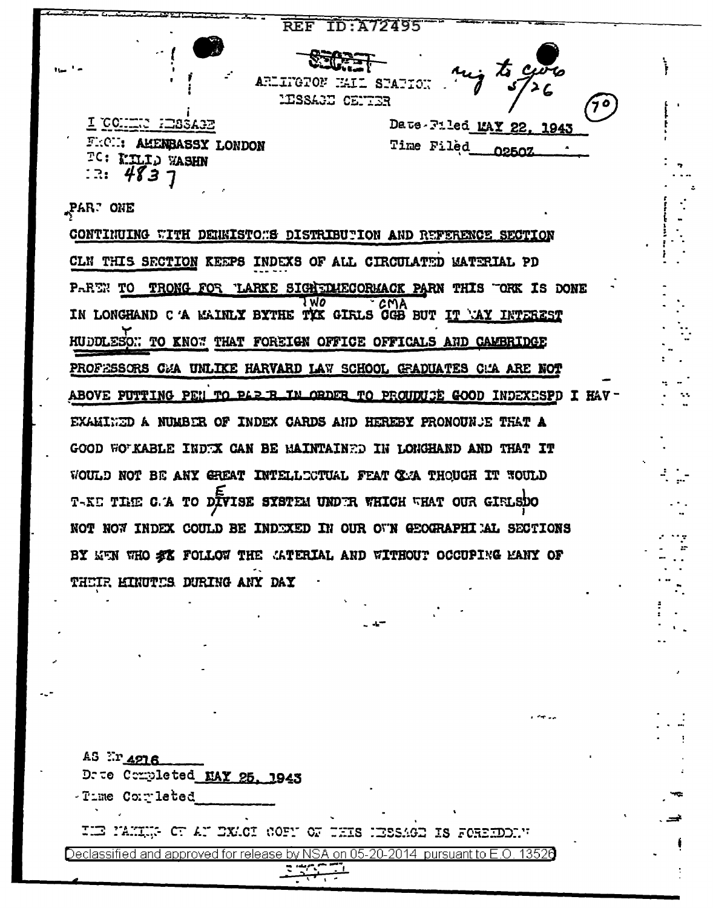REF ID:A72495

SECRET

ARLINGTON HALL STATION
MESSAGE CENTER

reg to Gws 5/26

(70)

INCOMING MESSAGE
FROM: AMEMBASSY LONDON
TO: MILID WASHN
NR: 4837

Date Filed MAY 22, 1943
Time Filed 0250Z

PART ONE

CONTINUING WITH DENNISTONS DISTRIBUTION AND REFERENCE SECTION CLN THIS SECTION KEEPS INDEXS OF ALL CIRCULATED MATERIAL PD PAREN TO TRONG FOR CLARKE SIGNED MCCORMACK PARN THIS WORK IS DONE IN LONGHAND CMA MAINLY BY THE TWO GIRLS CMA GGB BUT IT MAY INTEREST HUDDLESON TO KNOW THAT FOREIGN OFFICE OFFICALS AND CAMBRIDGE PROFESSORS CMA UNLIKE HARVARD LAW SCHOOL GRADUATES CMA ARE NOT ABOVE PUTTING PEN TO PAPER IN ORDER TO PROUDUCE GOOD INDEXES PD I HAVE EXAMINED A NUMBER OF INDEX CARDS AND HEREBY PRONOUNCE THAT A GOOD WORKABLE INDEX CAN BE MAINTAINED IN LONGHAND AND THAT IT WOULD NOT BE ANY GREAT INTELLECTUAL FEAT CMA THOUGH IT WOULD TAKE TIME CMA TO DEVISE SYSTEM UNDER WHICH WHAT OUR GIRLS DO NOT NOW INDEX COULD BE INDEXED IN OUR OWN GEOGRAPHICAL SECTIONS BY MEN WHO ~~XX~~ FOLLOW THE MATERIAL AND WITHOUT OCCUPING MANY OF THEIR MINUTES DURING ANY DAY

AS Nr 4216
Date Completed MAY 25, 1943
Time Completed

THE MAKING OF AN EXACT COPY OF THIS MESSAGE IS FORBIDDEN

Declassified and approved for release by NSA on 05-20-2014 pursuant to E.O. 13526

SECRET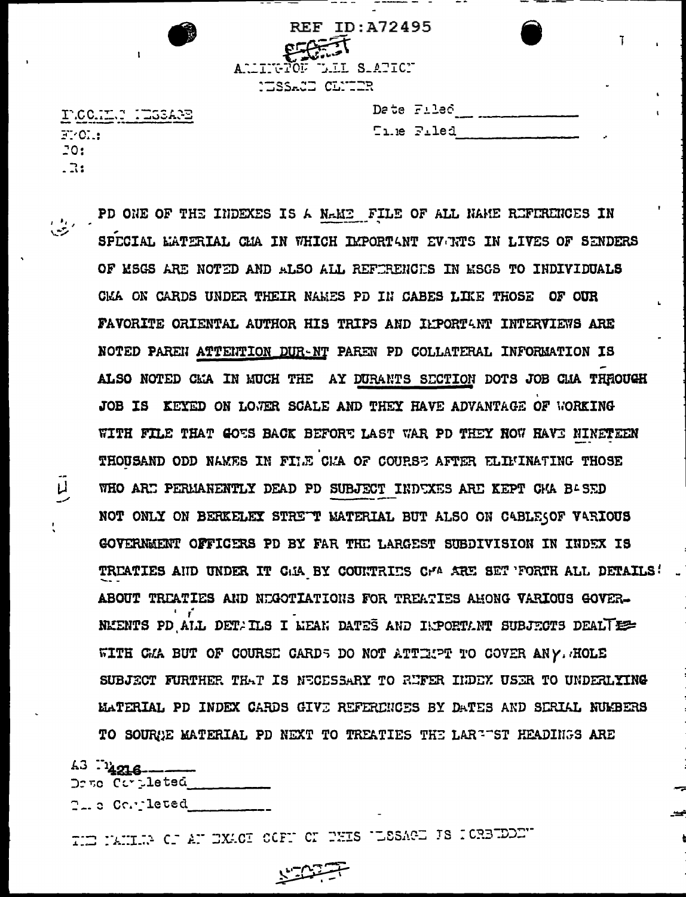REF ID:A72495

SECRET

ARLINGTON HALL STATION
MESSAGE CENTER

INCOMING MESSAGE
FROM:
TO:
NR:

Date Filed ______________
Time Filed ______________

PD ONE OF THE INDEXES IS A NAME FILE OF ALL NAME REFERENCES IN SPECIAL MATERIAL CMA IN WHICH IMPORTANT EVENTS IN LIVES OF SENDERS OF MSGS ARE NOTED AND ALSO ALL REFERENCES IN MSGS TO INDIVIDUALS CMA ON CARDS UNDER THEIR NAMES PD IN CASES LIKE THOSE OF OUR FAVORITE ORIENTAL AUTHOR HIS TRIPS AND IMPORTANT INTERVIEWS ARE NOTED PAREN ATTENTION DURANT PAREN PD COLLATERAL INFORMATION IS ALSO NOTED CMA IN MUCH THE AY DURANTS SECTION DOTS JOB CMA THROUGH JOB IS KEYED ON LOWER SCALE AND THEY HAVE ADVANTAGE OF WORKING WITH FILE THAT GOES BACK BEFORE LAST WAR PD THEY NOW HAVE NINETEEN THOUSAND ODD NAMES IN FILE CMA OF COURSE AFTER ELIMINATING THOSE WHO ARE PERMANENTLY DEAD PD SUBJECT INDEXES ARE KEPT CMA BASED NOT ONLY ON BERKELEY STREET MATERIAL BUT ALSO ON CABLES OF VARIOUS GOVERNMENT OFFICERS PD BY FAR THE LARGEST SUBDIVISION IN INDEX IS TREATIES AND UNDER IT CMA BY COUNTRIES CMA ARE SET FORTH ALL DETAILS ABOUT TREATIES AND NEGOTIATIONS FOR TREATIES AMONG VARIOUS GOVERNMENTS PD ALL DETAILS I MEAN DATES AND IMPORTANT SUBJECTS DEALT WITH CMA BUT OF COURSE CARDS DO NOT ATTEMPT TO COVER ANY WHOLE SUBJECT FURTHER THAT IS NECESSARY TO REFER INDEX USER TO UNDERLYING MATERIAL PD INDEX CARDS GIVE REFERENCES BY DATES AND SERIAL NUMBERS TO SOURCE MATERIAL PD NEXT TO TREATIES THE LARGEST HEADINGS ARE

AS No 4216
Deco Completed __________
Time Completed __________

THE MAKING OF AN EXACT COPY OF THIS MESSAGE IS FORBIDDEN

SECRET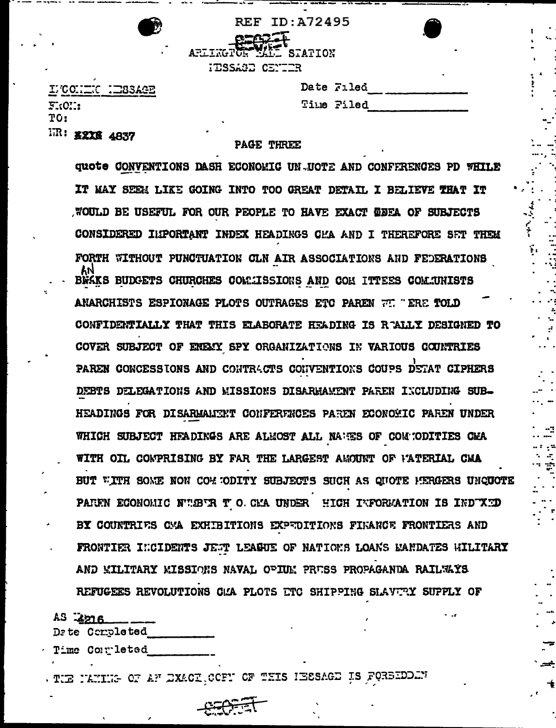REF ID:A72495

SECRET

ARLINGTON HALL STATION
MESSAGE CENTER

INCOMING MESSAGE

FROM:
TO:
NR: ~~2X2X~~ 4837

Date Filed ____________
Time Filed ____________

PAGE THREE

quote CONVENTIONS DASH ECONOMIC UNQUOTE AND CONFERENCES PD WHILE IT MAY SEEM LIKE GOING INTO TOO GREAT DETAIL I BELIEVE THAT IT WOULD BE USEFUL FOR OUR PEOPLE TO HAVE EXACT IDEA OF SUBJECTS CONSIDERED IMPORTANT INDEX HEADINGS CMA AND I THEREFORE SET THEM FORTH WITHOUT PUNCTUATION CLN AIR ASSOCIATIONS AND FEDERATIONS BANKS BUDGETS CHURCHES COMMISSIONS AND COMMITTEES COMMUNISTS ANARCHISTS ESPIONAGE PLOTS OUTRAGES ETC PAREN WE WERE TOLD CONFIDENTIALLY THAT THIS ELABORATE HEADING IS REALLY DESIGNED TO COVER SUBJECT OF ENEMY SPY ORGANIZATIONS IN VARIOUS COUNTRIES PAREN CONCESSIONS AND CONTRACTS CONVENTIONS COUPS DETAT CIPHERS DEBTS DELEGATIONS AND MISSIONS DISARMAMENT PAREN INCLUDING SUB-HEADINGS FOR DISARMAMENT CONFERENCES PAREN ECONOMIC PAREN UNDER WHICH SUBJECT HEADINGS ARE ALMOST ALL NAMES OF COMMODITIES CMA WITH OIL COMPRISING BY FAR THE LARGEST AMOUNT OF MATERIAL CMA BUT WITH SOME NON COMMODITY SUBJECTS SUCH AS QUOTE MERGERS UNQUOTE PAREN ECONOMIC NUMBER T O CMA UNDER WHICH INFORMATION IS INDEXED BY COUNTRIES CMA EXHIBITIONS EXPEDITIONS FINANCE FRONTIERS AND FRONTIER INCIDENTS JEWS LEAGUE OF NATIONS LOANS MANDATES MILITARY AND MILITARY MISSIONS NAVAL OPIUM PRESS PROPAGANDA RAILWAYS REFUGEES REVOLUTIONS CMA PLOTS ETC SHIPPING SLAVERY SUPPLY OF

AS 4216
Date Completed ____________
Time Completed ____________

THE MAKING OF AN EXACT COPY OF THIS MESSAGE IS FORBIDDEN

SECRET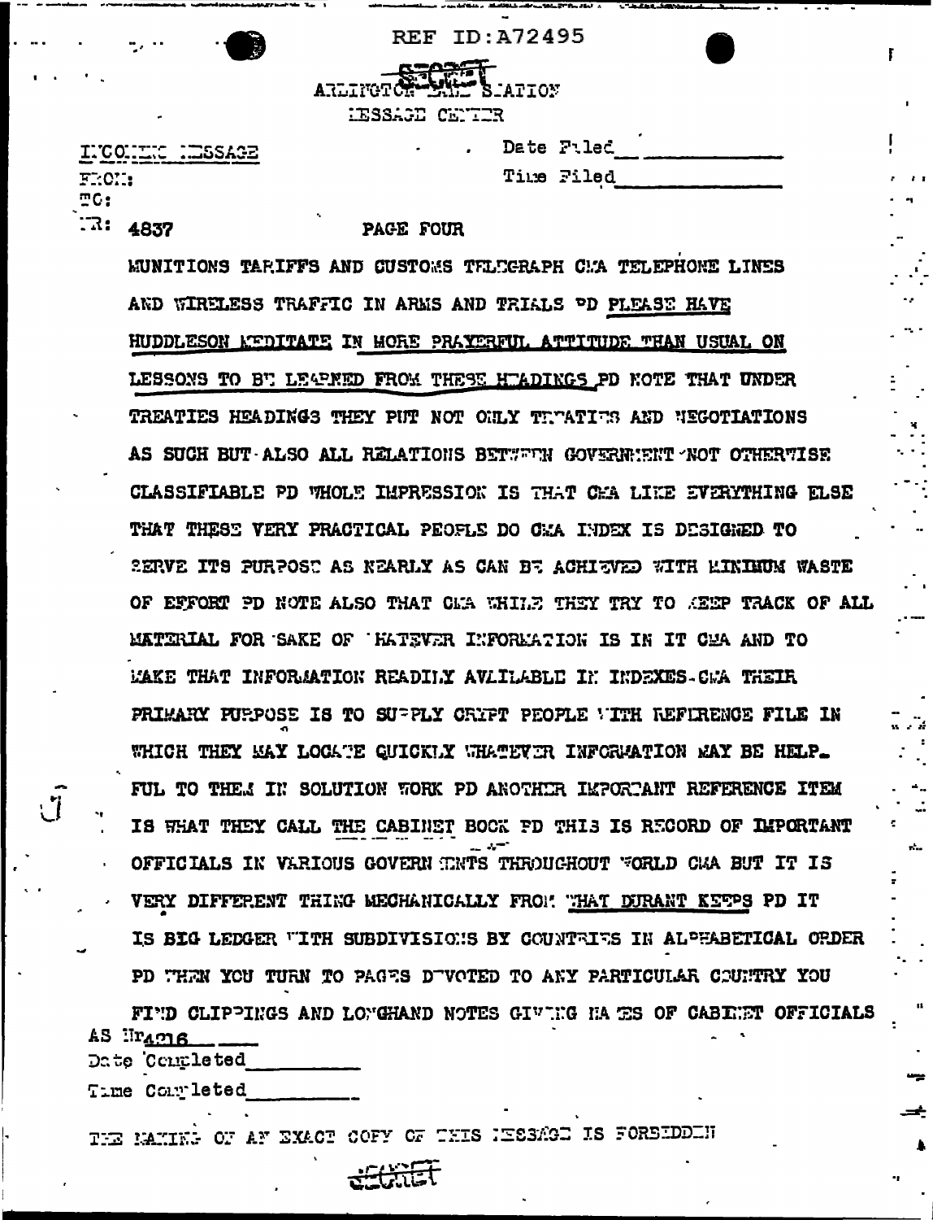REF ID:A72495

SECRET

ARLINGTON HALL STATION
MESSAGE CENTER

INCOMING MESSAGE
FROM:
TO:
NR: 4837

Date Filed ___________
Time Filed ___________

PAGE FOUR

MUNITIONS TARIFFS AND CUSTOMS TELEGRAPH CMA TELEPHONE LINES AND WIRELESS TRAFFIC IN ARMS AND TRIALS PD PLEASE HAVE HUDDLESON MEDITATE IN MORE PRAYERFUL ATTITUDE THAN USUAL ON LESSONS TO BE LEARNED FROM THESE HEADINGS PD NOTE THAT UNDER TREATIES HEADINGS THEY PUT NOT ONLY TREATIES AND NEGOTIATIONS AS SUCH BUT ALSO ALL RELATIONS BETWEEN GOVERNMENT NOT OTHERWISE CLASSIFIABLE PD WHOLE IMPRESSION IS THAT CMA LIKE EVERYTHING ELSE THAT THESE VERY PRACTICAL PEOPLE DO CMA INDEX IS DESIGNED TO SERVE ITS PURPOSE AS NEARLY AS CAN BE ACHIEVED WITH MINIMUM WASTE OF EFFORT PD NOTE ALSO THAT CMA WHILE THEY TRY TO KEEP TRACK OF ALL MATERIAL FOR SAKE OF WHATEVER INFORMATION IS IN IT CMA AND TO MAKE THAT INFORMATION READILY AVAILABLE IN INDEXES CMA THEIR PRIMARY PURPOSE IS TO SUPPLY CRYPT PEOPLE WITH REFERENCE FILE IN WHICH THEY MAY LOCATE QUICKLY WHATEVER INFORMATION MAY BE HELPFUL TO THEM IN SOLUTION WORK PD ANOTHER IMPORTANT REFERENCE ITEM IS WHAT THEY CALL THE CABINET BOOK PD THIS IS RECORD OF IMPORTANT OFFICIALS IN VARIOUS GOVERNMENTS THROUGHOUT WORLD CMA BUT IT IS VERY DIFFERENT THING MECHANICALLY FROM WHAT DURANT KEEPS PD IT IS BIG LEDGER WITH SUBDIVISIONS BY COUNTRIES IN ALPHABETICAL ORDER PD WHEN YOU TURN TO PAGES DEVOTED TO ANY PARTICULAR COUNTRY YOU FIND CLIPPINGS AND LONGHAND NOTES GIVING NAMES OF CABINET OFFICIALS

AS Nr4216 ____
Date Completed ___________
Time Completed ___________

THE MAKING OF AN EXACT COPY OF THIS MESSAGE IS FORBIDDEN

SECRET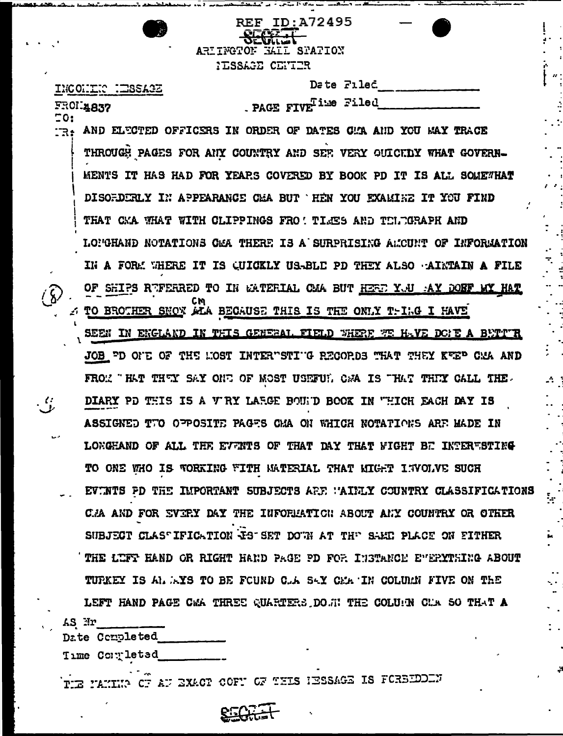REF ID:A72495

SECRET

ARLINGTON HALL STATION

MESSAGE CENTER

INCOMING MESSAGE

Date Filed

FROM 4837

PAGE FIVE Time Filed

TO:

NR: AND ELECTED OFFICERS IN ORDER OF DATES CMA AND YOU MAY TRACE THROUGH PAGES FOR ANY COUNTRY AND SEE VERY QUICKLY WHAT GOVERNMENTS IT HAS HAD FOR YEARS COVERED BY BOOK PD IT IS ALL SOMEWHAT DISORDERLY IN APPEARANCE CMA BUT WHEN YOU EXAMINE IT YOU FIND THAT CMA WHAT WITH CLIPPINGS FROM TIMES AND TELEGRAPH AND LONGHAND NOTATIONS CMA THERE IS A SURPRISING AMOUNT OF INFORMATION IN A FORM WHERE IT IS QUICKLY USABLE PD THEY ALSO MAINTAIN A FILE OF SHIPS REFERRED TO IN MATERIAL CMA BUT HERE YOU MAY DOFF MY HAT TO BROTHER SNOW CMA BECAUSE THIS IS THE ONLY THING I HAVE SEEN IN ENGLAND IN THIS GENERAL FIELD WHERE WE HAVE DONE A BETTER JOB PD ONE OF THE MOST INTERESTING RECORDS THAT THEY KEEP CMA AND FROM WHAT THEY SAY ONE OF MOST USEFUL CMA IS WHAT THEY CALL THE DIARY PD THIS IS A VERY LARGE BOUND BOOK IN WHICH EACH DAY IS ASSIGNED TWO OPPOSITE PAGES CMA ON WHICH NOTATIONS ARE MADE IN LONGHAND OF ALL THE EVENTS OF THAT DAY THAT MIGHT BE INTERESTING TO ONE WHO IS WORKING WITH MATERIAL THAT MIGHT INVOLVE SUCH EVENTS PD THE IMPORTANT SUBJECTS ARE MAINLY COUNTRY CLASSIFICATIONS CMA AND FOR EVERY DAY THE INFORMATION ABOUT ANY COUNTRY OR OTHER SUBJECT CLASSIFICATION IS SET DOWN AT THE SAME PLACE ON EITHER THE LEFT HAND OR RIGHT HAND PAGE PD FOR INSTANCE EVERYTHING ABOUT TURKEY IS ALWAYS TO BE FOUND CMA SAY CMA IN COLUMN FIVE ON THE LEFT HAND PAGE CMA THREE QUARTERS DOWN THE COLUMN CMA SO THAT A

AS Nr

Date Completed

Time Completed

THE MAKING OF AN EXACT COPY OF THIS MESSAGE IS FORBIDDEN

SECRET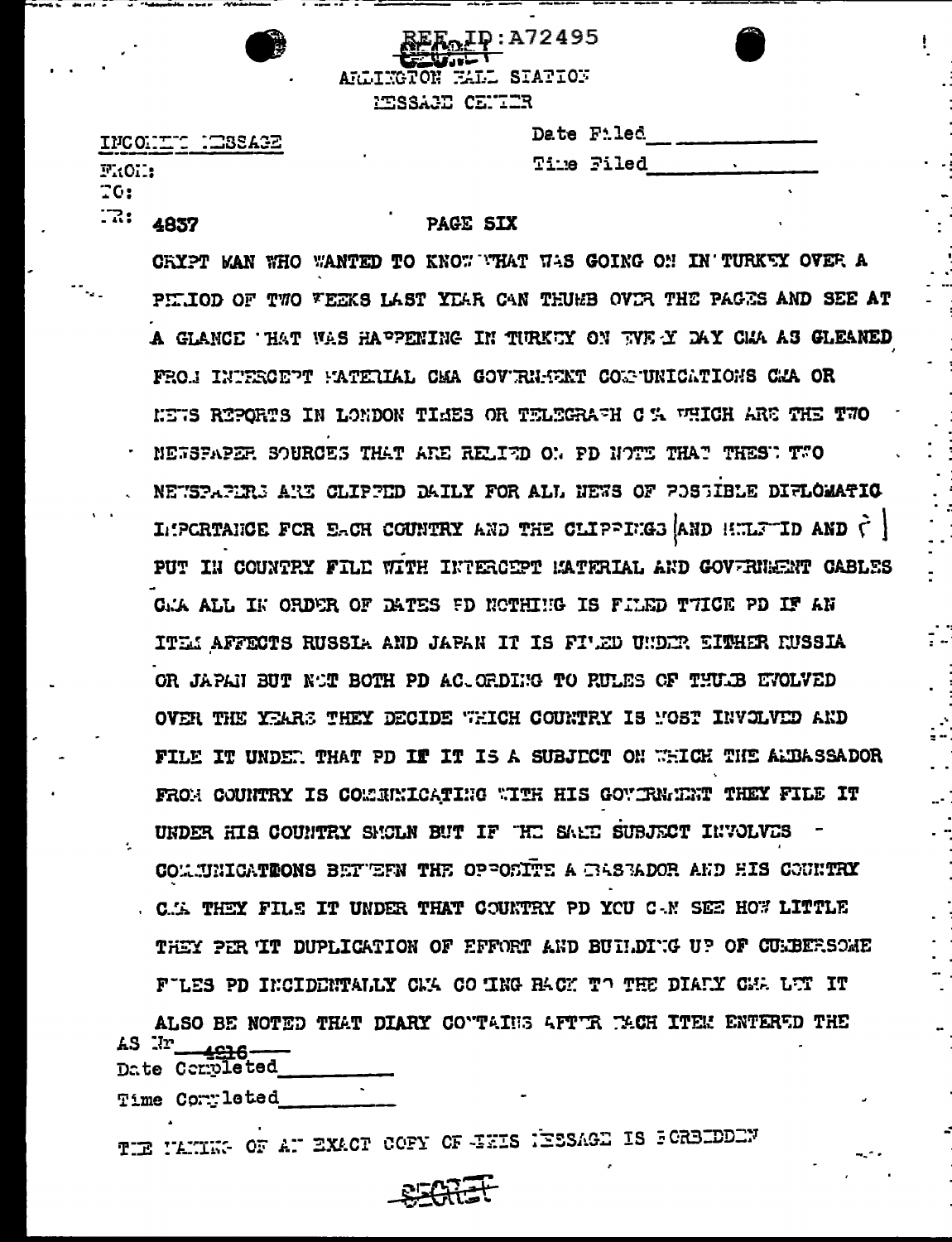REF ID:A72495

SECRET

ARLINGTON HALL STATION
MESSAGE CENTER

INCOMING MESSAGE

Date Filed \_\_\_\_\_\_\_\_\_\_

FROM:

Time Filed \_\_\_\_\_\_\_\_\_\_

TO:

NR: 4837

PAGE SIX

CRYPT MAN WHO WANTED TO KNOW WHAT WAS GOING ON IN TURKEY OVER A PERIOD OF TWO WEEKS LAST YEAR CAN THUMB OVER THE PAGES AND SEE AT A GLANCE WHAT WAS HAPPENING IN TURKEY ON EVERY DAY CMA AS GLEANED FROM INTERCEPT MATERIAL CMA GOVERNMENT COMMUNICATIONS CMA OR NEWS REPORTS IN LONDON TIMES OR TELEGRAPH CMA WHICH ARE THE TWO NEWSPAPER SOURCES THAT ARE RELIED ON PD NOTE THAT THESE TWO NEWSPAPERS ARE CLIPPED DAILY FOR ALL NEWS OF POSSIBLE DIPLOMATIC IMPORTANCE FOR EACH COUNTRY AND THE CLIPPINGS [AND MULTED AND ( ] PUT IN COUNTRY FILE WITH INTERCEPT MATERIAL AND GOVERNMENT CABLES CMA ALL IN ORDER OF DATES PD NOTHING IS FILED TWICE PD IF AN ITEM AFFECTS RUSSIA AND JAPAN IT IS FILED UNDER EITHER RUSSIA OR JAPAN BUT NOT BOTH PD ACCORDING TO RULES OF THUMB EVOLVED OVER THE YEARS THEY DECIDE WHICH COUNTRY IS MOST INVOLVED AND FILE IT UNDER THAT PD IF IT IS A SUBJECT ON WHICH THE AMBASSADOR FROM COUNTRY IS COMMUNICATING WITH HIS GOVERNMENT THEY FILE IT UNDER HIS COUNTRY SMCLN BUT IF THE SAME SUBJECT INVOLVES COMMUNICATIONS BETWEEN THE OPPOSITE AMBASSADOR AND HIS COUNTRY CMA THEY FILE IT UNDER THAT COUNTRY PD YOU CAN SEE HOW LITTLE THEY PERMIT DUPLICATION OF EFFORT AND BUILDING UP OF CUMBERSOME FILES PD INCIDENTALLY CMA COMING BACK TO THE DIARY CMA LET IT ALSO BE NOTED THAT DIARY CONTAINS AFTER EACH ITEM ENTERED THE

AS Nr 4916

Date Completed \_\_\_\_\_\_\_\_\_\_

Time Completed \_\_\_\_\_\_\_\_\_\_

THE MAKING OF AN EXACT COPY OF THIS MESSAGE IS FORBIDDEN

SECRET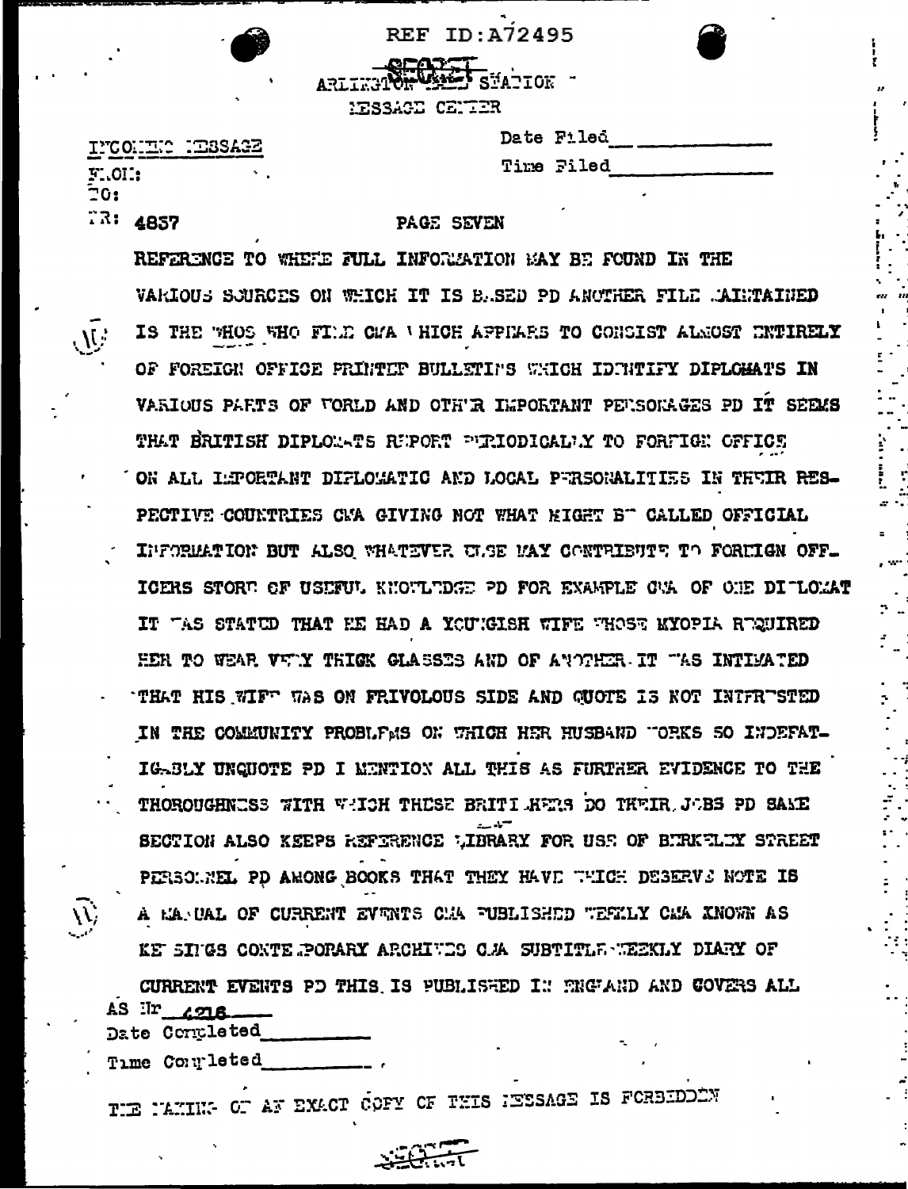REF ID:A72495

SECRET

ARLINGTON HALL STATION
MESSAGE CENTER

INCOMING MESSAGE

FROM:
TO:
NR: 4837

Date Filed ____________
Time Filed ____________

PAGE SEVEN

REFERENCE TO WHERE FULL INFORMATION MAY BE FOUND IN THE VARIOUS SOURCES ON WHICH IT IS BASED PD ANOTHER FILE MAINTAINED IS THE WHOS WHO FILE CMA WHICH APPEARS TO CONSIST ALMOST ENTIRELY OF FOREIGN OFFICE PRINTED BULLETINS WHICH IDENTIFY DIPLOMATS IN VARIOUS PARTS OF WORLD AND OTHER IMPORTANT PERSONAGES PD IT SEEMS THAT BRITISH DIPLOMATS REPORT PERIODICALLY TO FOREIGN OFFICE ON ALL IMPORTANT DIPLOMATIC AND LOCAL PERSONALITIES IN THEIR RESPECTIVE COUNTRIES CMA GIVING NOT WHAT MIGHT BE CALLED OFFICIAL INFORMATION BUT ALSO WHATEVER ELSE MAY CONTRIBUTE TO FOREIGN OFFICERS STORE OF USEFUL KNOWLEDGE PD FOR EXAMPLE CMA OF ONE DIPLOMAT IT WAS STATED THAT HE HAD A YOUNGISH WIFE WHOSE MYOPIA REQUIRED HER TO WEAR VERY THICK GLASSES AND OF ANOTHER IT WAS INTIMATED THAT HIS WIFE WAS ON FRIVOLOUS SIDE AND QUOTE IS NOT INTERESTED IN THE COMMUNITY PROBLEMS ON WHICH HER HUSBAND WORKS SO INDEFATIGABLY UNQUOTE PD I MENTION ALL THIS AS FURTHER EVIDENCE TO THE THOROUGHNESS WITH WHICH THESE BRITISHERS DO THEIR JOBS PD SAME SECTION ALSO KEEPS REFERENCE LIBRARY FOR USE OF BERKELEY STREET PERSONNEL PD AMONG BOOKS THAT THEY HAVE WHICH DESERVE NOTE IS A MANUAL OF CURRENT EVENTS CMA PUBLISHED WEEKLY CMA KNOWN AS KEESINGS CONTEMPORARY ARCHIVES CMA SUBTITLE WEEKLY DIARY OF CURRENT EVENTS PD THIS IS PUBLISHED IN ENGLAND AND COVERS ALL

AS Nr 4218
Date Completed ____________
Time Completed ____________

THE MAKING OF AN EXACT COPY OF THIS MESSAGE IS FORBIDDEN

SECRET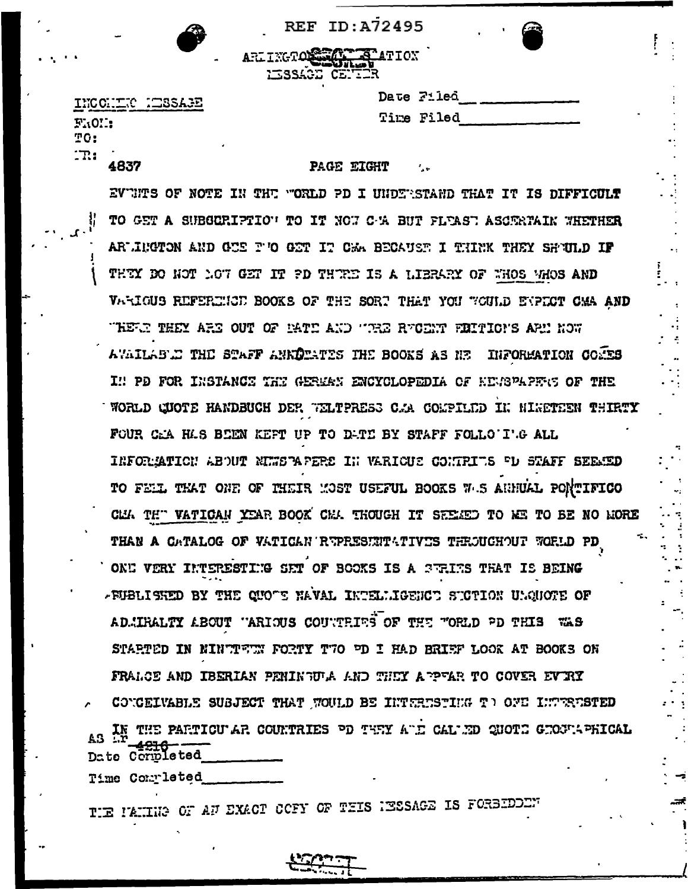REF ID:A72495

ARLINGTON HALL STATION
MESSAGE CENTER

INCOMING MESSAGE

Date Filed\_\_\_\_\_\_\_\_\_\_

Time Filed\_\_\_\_\_\_\_\_\_\_

FROM:
TO:
NR:

4837

PAGE EIGHT

EVENTS OF NOTE IN THE WORLD PD I UNDERSTAND THAT IT IS DIFFICULT TO GET A SUBSCRIPTION TO IT NOW CMA BUT PLEASE ASCERTAIN WHETHER ARLINGTON AND GCS TWO GET IT CMA BECAUSE I THINK THEY SHOULD IF THEY DO NOT NOW GET IT PD THERE IS A LIBRARY OF WHOS WHOS AND VARIOUS REFERENCE BOOKS OF THE SORT THAT YOU WOULD EXPECT CMA AND WHERE THEY ARE OUT OF DATE AND MORE RECENT EDITIONS ARE NOW AVAILABLE THE STAFF ANNOTATES THE BOOKS AS NEW INFORMATION COMES IN PD FOR INSTANCE THE GERMAN ENCYCLOPEDIA OF NEWSPAPERS OF THE WORLD QUOTE HANDBUCH DER WELTPRESSE CMA COMPILED IN NINETEEN THIRTY FOUR CMA HAS BEEN KEPT UP TO DATE BY STAFF FOLLOWING ALL INFORMATION ABOUT NEWSPAPERS IN VARIOUS COUNTRIES PD STAFF SEEMED TO FEEL THAT ONE OF THEIR MOST USEFUL BOOKS WAS ANNUAL PONTIFICO CMA THE VATICAN YEAR BOOK CMA THOUGH IT SEEMED TO ME TO BE NO MORE THAN A CATALOG OF VATICAN REPRESENTATIVES THROUGHOUT WORLD PD ONE VERY INTERESTING SET OF BOOKS IS A SERIES THAT IS BEING PUBLISHED BY THE QUOTE NAVAL INTELLIGENCE SECTION UNQUOTE OF ADMIRALTY ABOUT VARIOUS COUNTRIES OF THE WORLD PD THIS WAS STARTED IN NINETEEN FORTY TWO PD I HAD BRIEF LOOK AT BOOKS ON FRANCE AND IBERIAN PENINSULA AND THEY APPEAR TO COVER EVERY CONCEIVABLE SUBJECT THAT WOULD BE INTERESTING TO ONE INTERESTED IN THE PARTICULAR COUNTRIES PD THEY ARE CALLED QUOTE GEOGRAPHICAL

AS NR 4216

Date Completed\_\_\_\_\_\_\_\_\_\_

Time Completed\_\_\_\_\_\_\_\_\_\_

THE MAKING OF AN EXACT COPY OF THIS MESSAGE IS FORBIDDEN

SECRET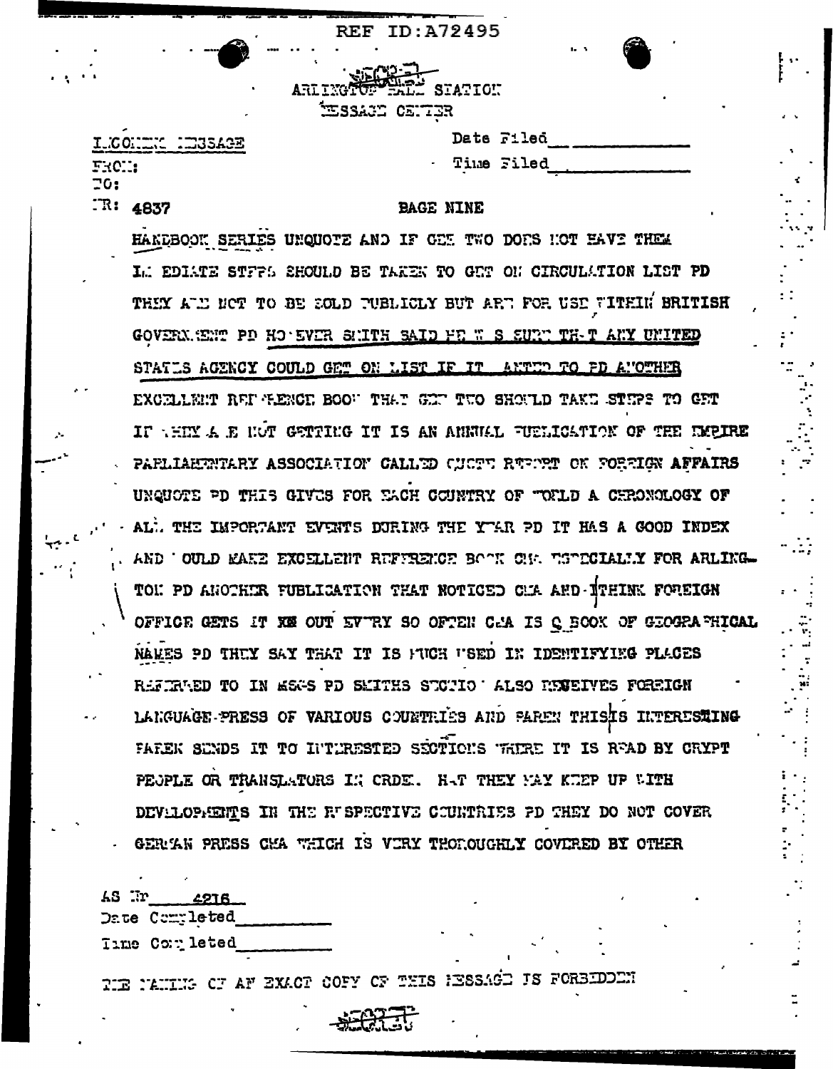REF ID:A72495

SECRET

ARLINGTON HALL STATION
MESSAGE CENTER

INCOMING MESSAGE

FROM:
TO:
NR: 4837

Date Filed\_\_\_\_\_\_\_\_\_\_
Time Filed\_\_\_\_\_\_\_\_\_\_

PAGE NINE

HANDBOOK SERIES UNQUOTE AND IF GEE TWO DOES NOT HAVE THEM IMMEDIATE STEPS SHOULD BE TAKEN TO GET ON CIRCULATION LIST PD THEY ARE NOT TO BE SOLD PUBLICLY BUT ARE FOR USE WITHIN BRITISH GOVERNMENT PD HOWEVER SMITH SAID HE WAS SURE THAT ANY UNITED STATES AGENCY COULD GET ON LIST IF IT WANTED TO PD ANOTHER EXCELLENT REFERENCE BOOK THAT GEE TWO SHOULD TAKE STEPS TO GET IF THEY ARE NOT GETTING IT IS AN ANNUAL PUBLICATION OF THE EMPIRE PARLIAMENTARY ASSOCIATION CALLED QUOTE REPORT ON FOREIGN AFFAIRS UNQUOTE PD THIS GIVES FOR EACH COUNTRY OF WORLD A CHRONOLOGY OF ALL THE IMPORTANT EVENTS DURING THE YEAR PD IT HAS A GOOD INDEX AND WOULD MAKE EXCELLENT REFERENCE BOOK CMA ESPECIALLY FOR ARLINGTON PD ANOTHER PUBLICATION THAT NOTICED CMA AND I THINK FOREIGN OFFICE GETS IT OUT EVERY SO OFTEN CMA IS Q BOOK OF GEOGRAPHICAL NAMES PD THEY SAY THAT IT IS MUCH USED IN IDENTIFYING PLACES REFERRED TO IN MSGS PD SMITHS SECTION ALSO RECEIVES FOREIGN LANGUAGE PRESS OF VARIOUS COUNTRIES AND FAREN THISIS INTERESTING FAREN SENDS IT TO INTERESTED SECTIONS WHERE IT IS READ BY CRYPT PEOPLE OR TRANSLATORS IN ORDER THAT THEY MAY KEEP UP WITH DEVELOPMENTS IN THE RESPECTIVE COUNTRIES PD THEY DO NOT COVER GERMAN PRESS CMA WHICH IS VERY THOROUGHLY COVERED BY OTHER

AS Nr 4216
Date Completed\_\_\_\_\_\_\_\_\_\_
Time Completed\_\_\_\_\_\_\_\_\_\_

THE MAKING OF AN EXACT COPY OF THIS MESSAGE IS FORBIDDEN

SECRET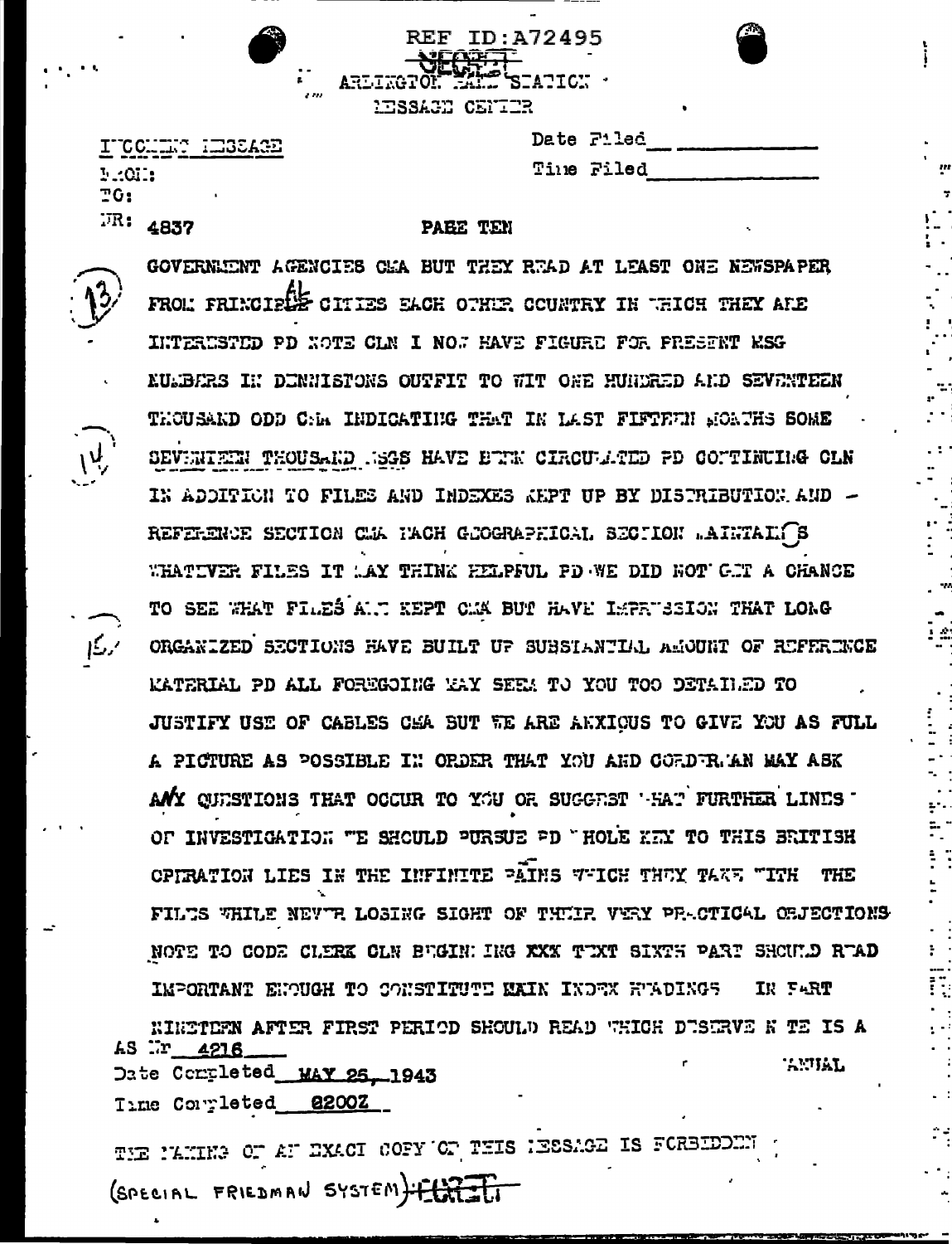REF ID:A72495

SECRET

ARLINGTON HALL STATION

MESSAGE CENTER

INCOMING MESSAGE

FROM:

TO:

NR: 4837

Date Filed ____________

Time Filed ____________

PAGE TEN

(13) GOVERNMENT AGENCIES CMA BUT THEY READ AT LEAST ONE NEWSPAPER FROM PRINCIPAL CITIES EACH OTHER COUNTRY IN WHICH THEY ARE INTERESTED PD NOTE CLN I NOW HAVE FIGURE FOR PRESENT MSG NUMBERS IN DENNISTONS OUTFIT TO WIT ONE HUNDRED AND SEVENTEEN THOUSAND ODD CMA INDICATING THAT IN LAST FIFTEEN MONTHS SOME

(14) SEVENTEEN THOUSAND MSGS HAVE BEEN CIRCULATED PD CONTINUING CLN IN ADDITION TO FILES AND INDEXES KEPT UP BY DISTRIBUTION AND REFERENCE SECTION CMA EACH GEOGRAPHICAL SECTION MAINTAINS WHATEVER FILES IT MAY THINK HELPFUL PD WE DID NOT GET A CHANCE TO SEE WHAT FILES ARE KEPT CMA BUT HAVE IMPRESSION THAT LONG

(15) ORGANIZED SECTIONS HAVE BUILT UP SUBSTANTIAL AMOUNT OF REFERENCE MATERIAL PD ALL FOREGOING MAY SEEM TO YOU TOO DETAILED TO JUSTIFY USE OF CABLES CMA BUT WE ARE ANXIOUS TO GIVE YOU AS FULL A PICTURE AS POSSIBLE IN ORDER THAT YOU AND CORDERMAN MAY ASK ANY QUESTIONS THAT OCCUR TO YOU OR SUGGEST WHAT FURTHER LINES OF INVESTIGATION WE SHOULD PURSUE PD WHOLE KEY TO THIS BRITISH OPERATION LIES IN THE INFINITE PAINS WHICH THEY TAKE WITH THE FILES WHILE NEVER LOSING SIGHT OF THEIR VERY PRACTICAL OBJECTIONS NOTE TO CODE CLERK CLN BEGINNING XXX TEXT SIXTH PART SHOULD READ IMPORTANT ENOUGH TO CONSTITUTE MAIN INDEX HEADINGS IN PART NINETEEN AFTER FIRST PERIOD SHOULD READ WHICH DESERVE NOTE IS A

AS Nr 4216

Date Completed MAY 26, 1943

Time Completed 0200Z

MANUAL

THE MAKING OF AN EXACT COPY OF THIS MESSAGE IS FORBIDDEN

(SPECIAL FRIEDMAN SYSTEM) SECRET